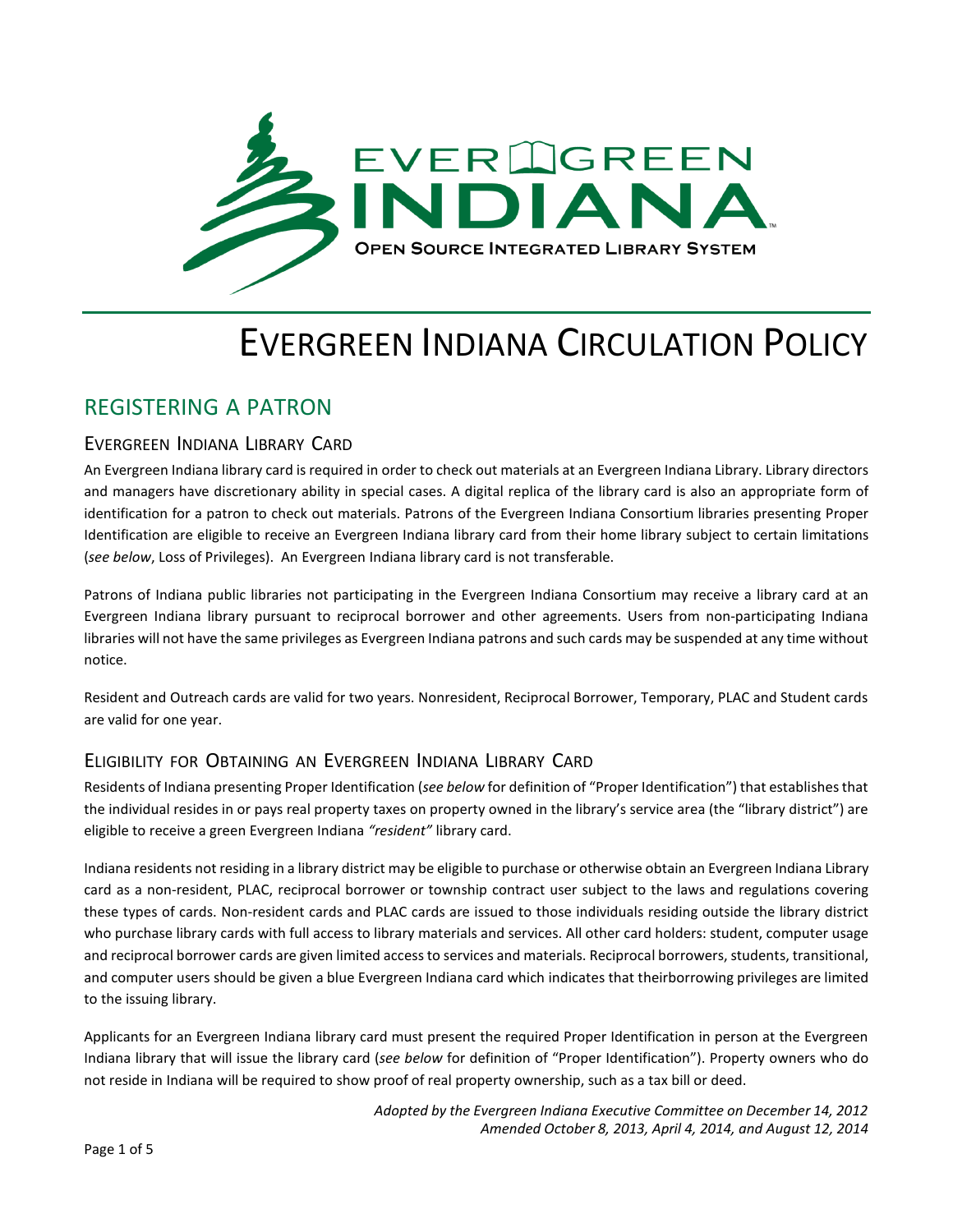# EVERGREEN INDIANA CIRCULATION POLICY

## REGISTERING A PATRON

### EVERGREEN INDIANA LIBRARY CARD

An Evergreen Indiana library card is required in order to check out materials at an Evergreen Indiana Library. Library directors and managers have discretionary ability in special cases. A digital replica of the library card is also an appropriate form of identification for a patron to check out materials. Patrons of the Evergreen Indiana Consortium libraries presenting Proper Identification are eligible to receive an Evergreen Indiana library card from their home library subject to certain limitations (*see below*, Loss of Privileges). An Evergreen Indiana library card is not transferable.

Patrons of Indiana public libraries not participating in the Evergreen Indiana Consortium may receive a library card at an Evergreen Indiana library pursuant to reciprocal borrower and other agreements. Users from non-participating Indiana libraries will not have the same privileges as Evergreen Indiana patrons and such cards may be suspended at any time without notice.

Resident and Outreach cards are valid for two years. Nonresident, Reciprocal Borrower, Temporary, PLAC and Student cards are valid for one year.

### ELIGIBILITY FOR OBTAINING AN EVERGREEN INDIANA LIBRARY CARD

Residents of Indiana presenting Proper Identification (*see below* for definition of "Proper Identification") that establishes that the individual resides in or pays real property taxes on property owned in the library's service area (the "library district") are eligible to receive a green Evergreen Indiana *"resident"* library card.

Indiana residents not residing in a library district may be eligible to purchase or otherwise obtain an Evergreen Indiana Library card as a non-resident, PLAC, reciprocal borrower or township contract user subject to the laws and regulations covering these types of cards. Non-resident cards and PLAC cards are issued to those individuals residing outside the library district who purchase library cards with full access to library materials and services. All other card holders: student, computer usage and reciprocal borrower cards are given limited access to services and materials. Reciprocal borrowers, students, transitional, and computer users should be given a blue Evergreen Indiana card which indicates that theirborrowing privileges are limited to the issuing library.

Applicants for an Evergreen Indiana library card must present the required Proper Identification in person at the Evergreen Indiana library that will issue the library card (*see below* for definition of "Proper Identification"). Property owners who do not reside in Indiana will be required to show proof of real property ownership, such as a tax bill or deed.

*Adopted by the Evergreen Indiana Executive Committee on December 14, 2012*
*Amended October 8, 2013, April 4, 2014, and August 12, 2014*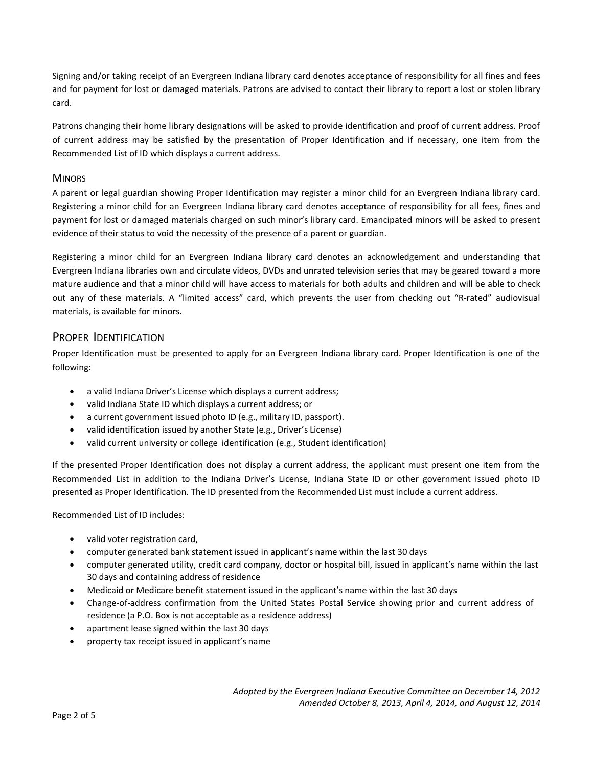Signing and/or taking receipt of an Evergreen Indiana library card denotes acceptance of responsibility for all fines and fees and for payment for lost or damaged materials. Patrons are advised to contact their library to report a lost or stolen library card.

Patrons changing their home library designations will be asked to provide identification and proof of current address. Proof of current address may be satisfied by the presentation of Proper Identification and if necessary, one item from the Recommended List of ID which displays a current address.

### Minors

A parent or legal guardian showing Proper Identification may register a minor child for an Evergreen Indiana library card. Registering a minor child for an Evergreen Indiana library card denotes acceptance of responsibility for all fees, fines and payment for lost or damaged materials charged on such minor's library card. Emancipated minors will be asked to present evidence of their status to void the necessity of the presence of a parent or guardian.

Registering a minor child for an Evergreen Indiana library card denotes an acknowledgement and understanding that Evergreen Indiana libraries own and circulate videos, DVDs and unrated television series that may be geared toward a more mature audience and that a minor child will have access to materials for both adults and children and will be able to check out any of these materials. A "limited access" card, which prevents the user from checking out "R-rated" audiovisual materials, is available for minors.

## Proper Identification

Proper Identification must be presented to apply for an Evergreen Indiana library card. Proper Identification is one of the following:

- a valid Indiana Driver's License which displays a current address;
- valid Indiana State ID which displays a current address; or
- a current government issued photo ID (e.g., military ID, passport).
- valid identification issued by another State (e.g., Driver's License)
- valid current university or college identification (e.g., Student identification)

If the presented Proper Identification does not display a current address, the applicant must present one item from the Recommended List in addition to the Indiana Driver's License, Indiana State ID or other government issued photo ID presented as Proper Identification. The ID presented from the Recommended List must include a current address.

Recommended List of ID includes:

- valid voter registration card,
- computer generated bank statement issued in applicant's name within the last 30 days
- computer generated utility, credit card company, doctor or hospital bill, issued in applicant's name within the last 30 days and containing address of residence
- Medicaid or Medicare benefit statement issued in the applicant's name within the last 30 days
- Change-of-address confirmation from the United States Postal Service showing prior and current address of residence (a P.O. Box is not acceptable as a residence address)
- apartment lease signed within the last 30 days
- property tax receipt issued in applicant's name

*Adopted by the Evergreen Indiana Executive Committee on December 14, 2012*
*Amended October 8, 2013, April 4, 2014, and August 12, 2014*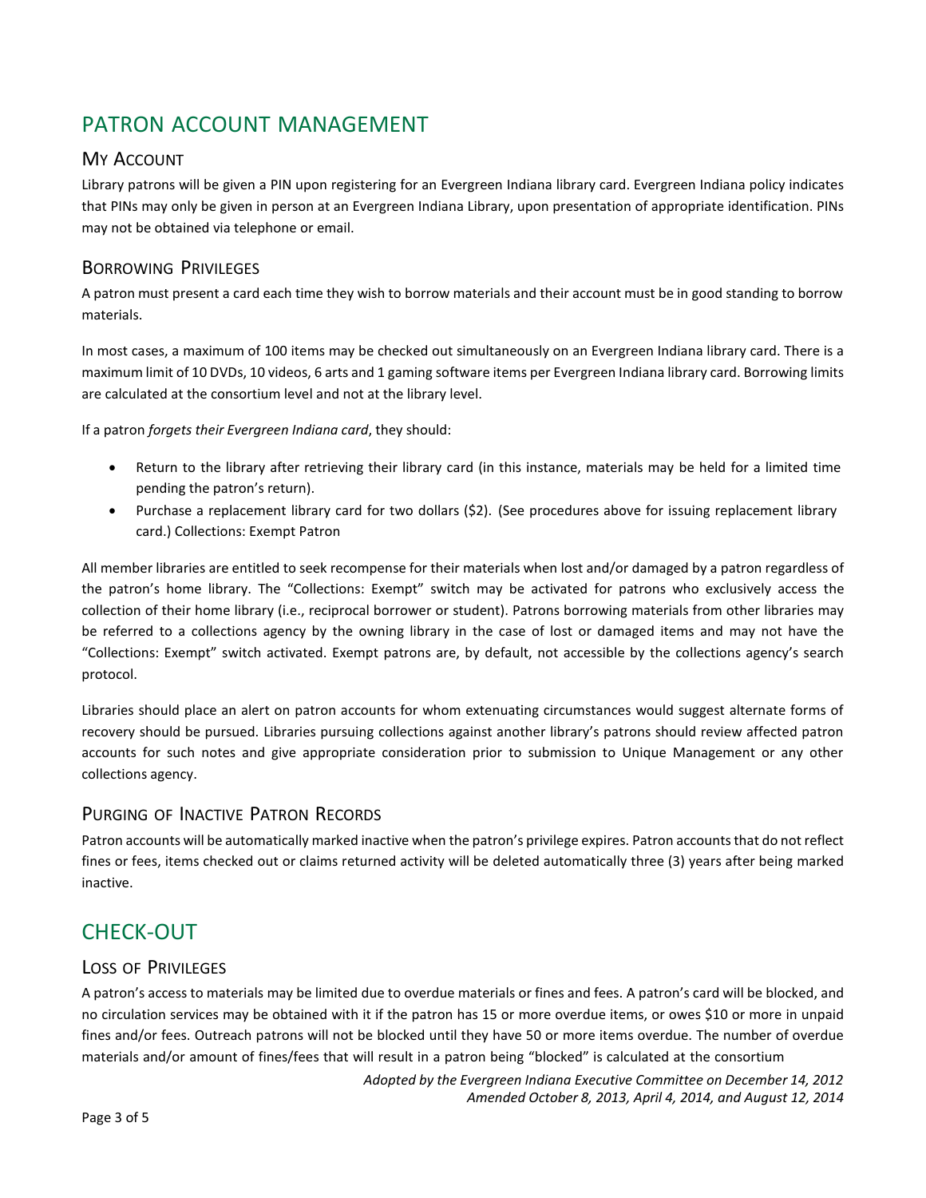# PATRON ACCOUNT MANAGEMENT

## My Account

Library patrons will be given a PIN upon registering for an Evergreen Indiana library card. Evergreen Indiana policy indicates that PINs may only be given in person at an Evergreen Indiana Library, upon presentation of appropriate identification. PINs may not be obtained via telephone or email.

## Borrowing Privileges

A patron must present a card each time they wish to borrow materials and their account must be in good standing to borrow materials.

In most cases, a maximum of 100 items may be checked out simultaneously on an Evergreen Indiana library card. There is a maximum limit of 10 DVDs, 10 videos, 6 arts and 1 gaming software items per Evergreen Indiana library card. Borrowing limits are calculated at the consortium level and not at the library level.

If a patron *forgets their Evergreen Indiana card*, they should:

- Return to the library after retrieving their library card (in this instance, materials may be held for a limited time pending the patron's return).
- Purchase a replacement library card for two dollars ($2). (See procedures above for issuing replacement library card.) Collections: Exempt Patron

All member libraries are entitled to seek recompense for their materials when lost and/or damaged by a patron regardless of the patron's home library. The "Collections: Exempt" switch may be activated for patrons who exclusively access the collection of their home library (i.e., reciprocal borrower or student). Patrons borrowing materials from other libraries may be referred to a collections agency by the owning library in the case of lost or damaged items and may not have the "Collections: Exempt" switch activated. Exempt patrons are, by default, not accessible by the collections agency's search protocol.

Libraries should place an alert on patron accounts for whom extenuating circumstances would suggest alternate forms of recovery should be pursued. Libraries pursuing collections against another library's patrons should review affected patron accounts for such notes and give appropriate consideration prior to submission to Unique Management or any other collections agency.

## Purging of Inactive Patron Records

Patron accounts will be automatically marked inactive when the patron's privilege expires. Patron accounts that do not reflect fines or fees, items checked out or claims returned activity will be deleted automatically three (3) years after being marked inactive.

# CHECK-OUT

## Loss of Privileges

A patron's access to materials may be limited due to overdue materials or fines and fees. A patron's card will be blocked, and no circulation services may be obtained with it if the patron has 15 or more overdue items, or owes $10 or more in unpaid fines and/or fees. Outreach patrons will not be blocked until they have 50 or more items overdue. The number of overdue materials and/or amount of fines/fees that will result in a patron being "blocked" is calculated at the consortium

*Adopted by the Evergreen Indiana Executive Committee on December 14, 2012*
*Amended October 8, 2013, April 4, 2014, and August 12, 2014*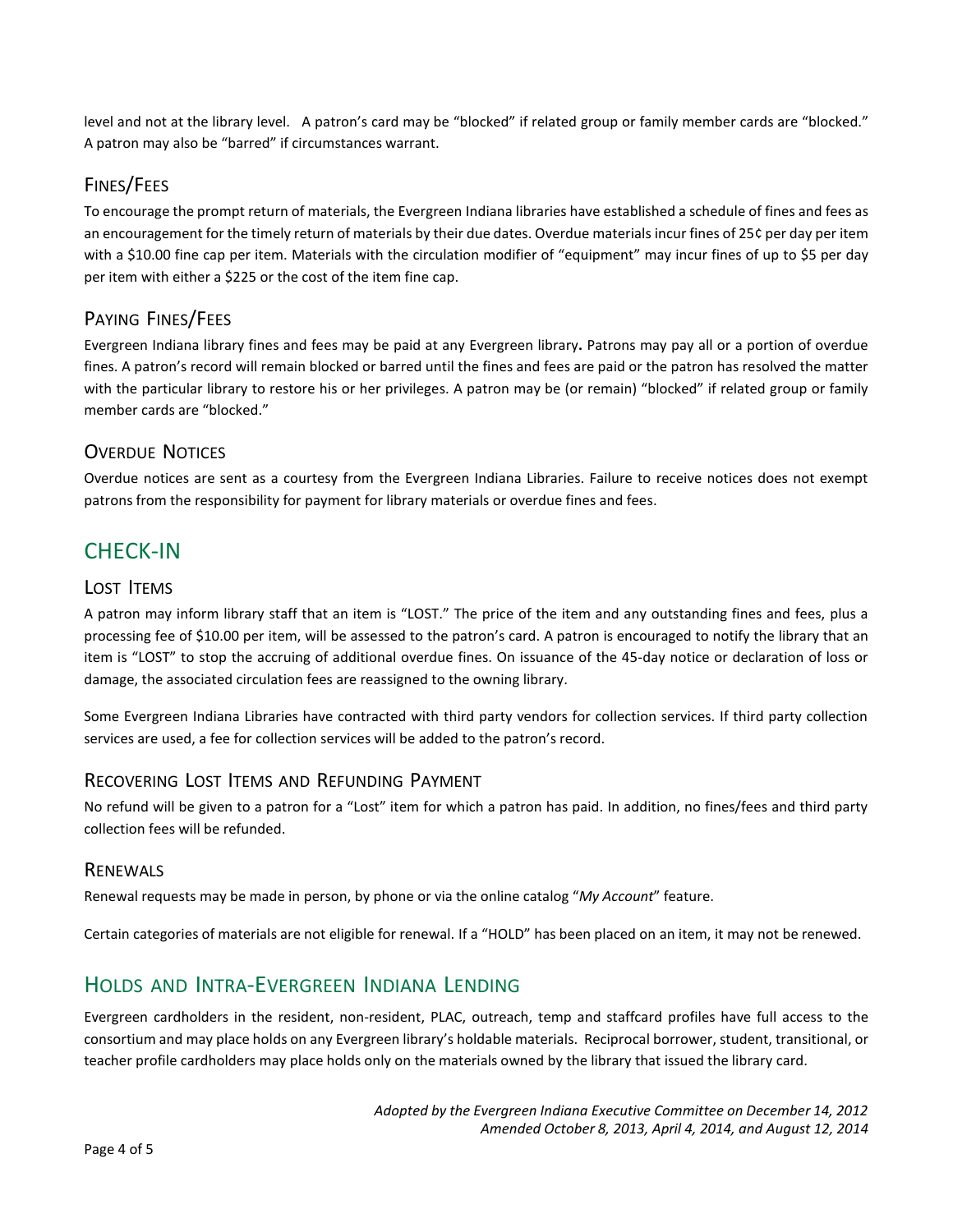level and not at the library level. A patron's card may be "blocked" if related group or family member cards are "blocked." A patron may also be "barred" if circumstances warrant.

### Fines/Fees

To encourage the prompt return of materials, the Evergreen Indiana libraries have established a schedule of fines and fees as an encouragement for the timely return of materials by their due dates. Overdue materials incur fines of 25¢ per day per item with a $10.00 fine cap per item. Materials with the circulation modifier of "equipment" may incur fines of up to $5 per day per item with either a $225 or the cost of the item fine cap.

### Paying Fines/Fees

Evergreen Indiana library fines and fees may be paid at any Evergreen library**.** Patrons may pay all or a portion of overdue fines. A patron's record will remain blocked or barred until the fines and fees are paid or the patron has resolved the matter with the particular library to restore his or her privileges. A patron may be (or remain) "blocked" if related group or family member cards are "blocked."

### Overdue Notices

Overdue notices are sent as a courtesy from the Evergreen Indiana Libraries. Failure to receive notices does not exempt patrons from the responsibility for payment for library materials or overdue fines and fees.

## CHECK-IN

### Lost Items

A patron may inform library staff that an item is "LOST." The price of the item and any outstanding fines and fees, plus a processing fee of $10.00 per item, will be assessed to the patron's card. A patron is encouraged to notify the library that an item is "LOST" to stop the accruing of additional overdue fines. On issuance of the 45-day notice or declaration of loss or damage, the associated circulation fees are reassigned to the owning library.

Some Evergreen Indiana Libraries have contracted with third party vendors for collection services. If third party collection services are used, a fee for collection services will be added to the patron's record.

### Recovering Lost Items and Refunding Payment

No refund will be given to a patron for a "Lost" item for which a patron has paid. In addition, no fines/fees and third party collection fees will be refunded.

### Renewals

Renewal requests may be made in person, by phone or via the online catalog "*My Account*" feature.

Certain categories of materials are not eligible for renewal. If a "HOLD" has been placed on an item, it may not be renewed.

## Holds and Intra-Evergreen Indiana Lending

Evergreen cardholders in the resident, non-resident, PLAC, outreach, temp and staffcard profiles have full access to the consortium and may place holds on any Evergreen library's holdable materials. Reciprocal borrower, student, transitional, or teacher profile cardholders may place holds only on the materials owned by the library that issued the library card.

*Adopted by the Evergreen Indiana Executive Committee on December 14, 2012*
*Amended October 8, 2013, April 4, 2014, and August 12, 2014*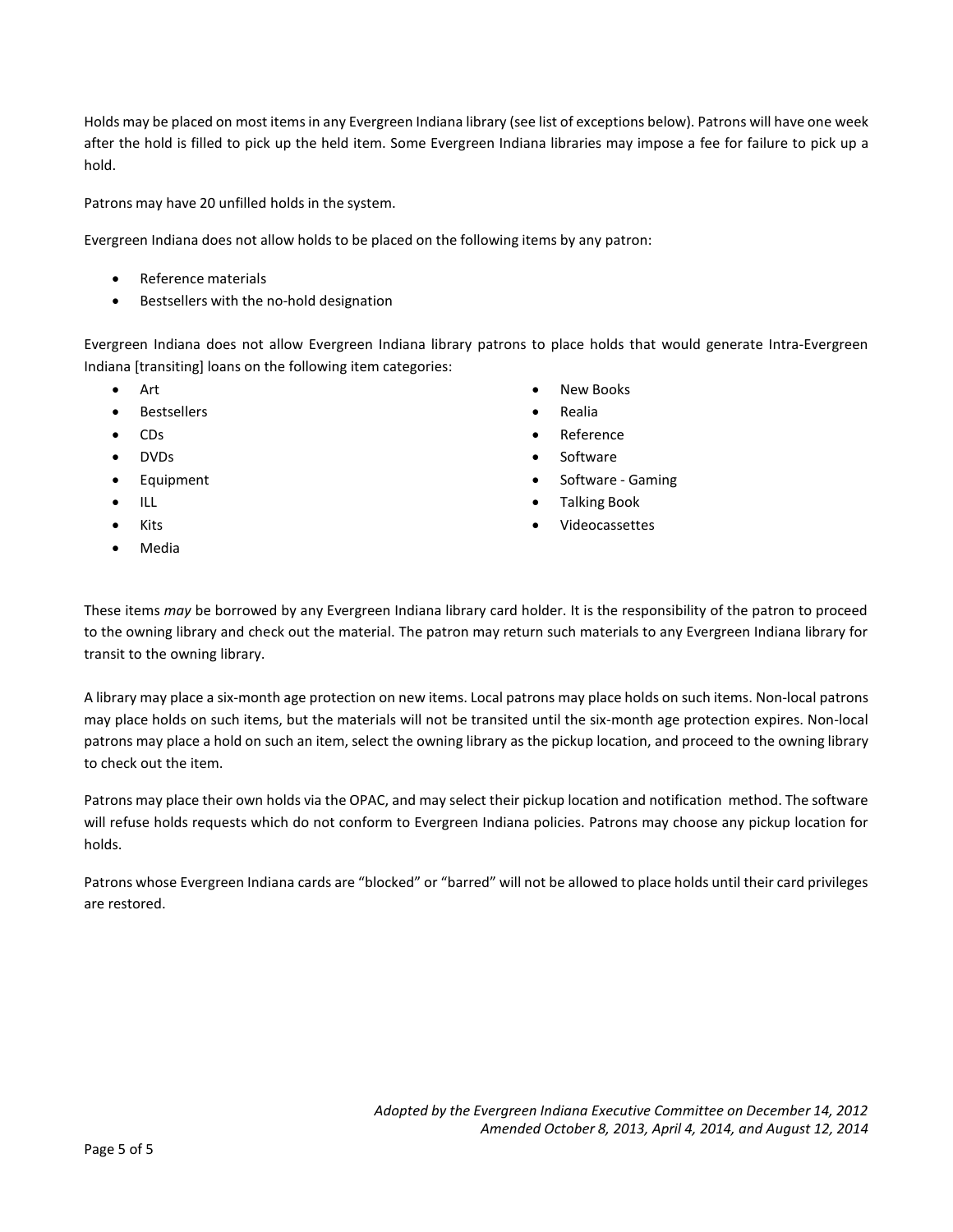Holds may be placed on most items in any Evergreen Indiana library (see list of exceptions below). Patrons will have one week after the hold is filled to pick up the held item. Some Evergreen Indiana libraries may impose a fee for failure to pick up a hold.

Patrons may have 20 unfilled holds in the system.

Evergreen Indiana does not allow holds to be placed on the following items by any patron:

- Reference materials
- Bestsellers with the no-hold designation

Evergreen Indiana does not allow Evergreen Indiana library patrons to place holds that would generate Intra-Evergreen Indiana [transiting] loans on the following item categories:

- Art
- Bestsellers
- CDs
- DVDs
- Equipment
- ILL
- Kits
- Media
- New Books
- Realia
- Reference
- Software
- Software - Gaming
- Talking Book
- Videocassettes

These items *may* be borrowed by any Evergreen Indiana library card holder. It is the responsibility of the patron to proceed to the owning library and check out the material. The patron may return such materials to any Evergreen Indiana library for transit to the owning library.

A library may place a six-month age protection on new items. Local patrons may place holds on such items. Non-local patrons may place holds on such items, but the materials will not be transited until the six-month age protection expires. Non-local patrons may place a hold on such an item, select the owning library as the pickup location, and proceed to the owning library to check out the item.

Patrons may place their own holds via the OPAC, and may select their pickup location and notification method. The software will refuse holds requests which do not conform to Evergreen Indiana policies. Patrons may choose any pickup location for holds.

Patrons whose Evergreen Indiana cards are "blocked" or "barred" will not be allowed to place holds until their card privileges are restored.

*Adopted by the Evergreen Indiana Executive Committee on December 14, 2012*
*Amended October 8, 2013, April 4, 2014, and August 12, 2014*